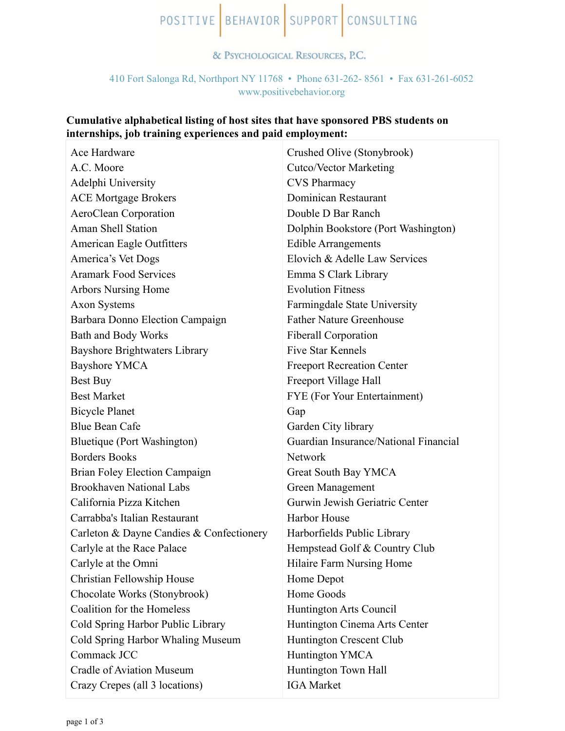POSITIVE | BEHAVIOR | SUPPORT | CONSULTING

& PSYCHOLOGICAL RESOURCES, P.C.

410 Fort Salonga Rd, Northport NY 11768 • Phone 631-262- 8561 • Fax 631-261-6052
www.positivebehavior.org

**Cumulative alphabetical listing of host sites that have sponsored PBS students on internships, job training experiences and paid employment:**

- Ace Hardware
- A.C. Moore
- Adelphi University
- ACE Mortgage Brokers
- AeroClean Corporation
- Aman Shell Station
- American Eagle Outfitters
- America's Vet Dogs
- Aramark Food Services
- Arbors Nursing Home
- Axon Systems
- Barbara Donno Election Campaign
- Bath and Body Works
- Bayshore Brightwaters Library
- Bayshore YMCA
- Best Buy
- Best Market
- Bicycle Planet
- Blue Bean Cafe
- Bluetique (Port Washington)
- Borders Books
- Brian Foley Election Campaign
- Brookhaven National Labs
- California Pizza Kitchen
- Carrabba's Italian Restaurant
- Carleton & Dayne Candies & Confectionery
- Carlyle at the Race Palace
- Carlyle at the Omni
- Christian Fellowship House
- Chocolate Works (Stonybrook)
- Coalition for the Homeless
- Cold Spring Harbor Public Library
- Cold Spring Harbor Whaling Museum
- Commack JCC
- Cradle of Aviation Museum
- Crazy Crepes (all 3 locations)
- Crushed Olive (Stonybrook)
- Cutco/Vector Marketing
- CVS Pharmacy
- Dominican Restaurant
- Double D Bar Ranch
- Dolphin Bookstore (Port Washington)
- Edible Arrangements
- Elovich & Adelle Law Services
- Emma S Clark Library
- Evolution Fitness
- Farmingdale State University
- Father Nature Greenhouse
- Fiberall Corporation
- Five Star Kennels
- Freeport Recreation Center
- Freeport Village Hall
- FYE (For Your Entertainment)
- Gap
- Garden City library
- Guardian Insurance/National Financial Network
- Great South Bay YMCA
- Green Management
- Gurwin Jewish Geriatric Center
- Harbor House
- Harborfields Public Library
- Hempstead Golf & Country Club
- Hilaire Farm Nursing Home
- Home Depot
- Home Goods
- Huntington Arts Council
- Huntington Cinema Arts Center
- Huntington Crescent Club
- Huntington YMCA
- Huntington Town Hall
- IGA Market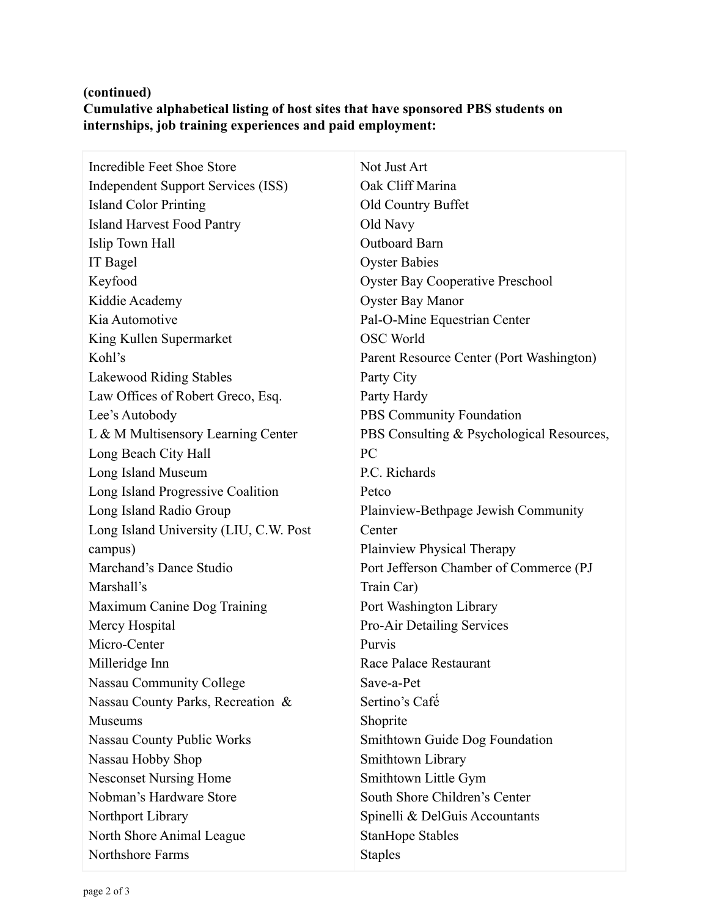**(continued)**
**Cumulative alphabetical listing of host sites that have sponsored PBS students on internships, job training experiences and paid employment:**

- Incredible Feet Shoe Store
- Independent Support Services (ISS)
- Island Color Printing
- Island Harvest Food Pantry
- Islip Town Hall
- IT Bagel
- Keyfood
- Kiddie Academy
- Kia Automotive
- King Kullen Supermarket
- Kohl's
- Lakewood Riding Stables
- Law Offices of Robert Greco, Esq.
- Lee's Autobody
- L & M Multisensory Learning Center
- Long Beach City Hall
- Long Island Museum
- Long Island Progressive Coalition
- Long Island Radio Group
- Long Island University (LIU, C.W. Post campus)
- Marchand's Dance Studio
- Marshall's
- Maximum Canine Dog Training
- Mercy Hospital
- Micro-Center
- Milleridge Inn
- Nassau Community College
- Nassau County Parks, Recreation & Museums
- Nassau County Public Works
- Nassau Hobby Shop
- Nesconset Nursing Home
- Nobman's Hardware Store
- Northport Library
- North Shore Animal League
- Northshore Farms
- Not Just Art
- Oak Cliff Marina
- Old Country Buffet
- Old Navy
- Outboard Barn
- Oyster Babies
- Oyster Bay Cooperative Preschool
- Oyster Bay Manor
- Pal-O-Mine Equestrian Center
- OSC World
- Parent Resource Center (Port Washington)
- Party City
- Party Hardy
- PBS Community Foundation
- PBS Consulting & Psychological Resources, PC
- P.C. Richards
- Petco
- Plainview-Bethpage Jewish Community Center
- Plainview Physical Therapy
- Port Jefferson Chamber of Commerce (PJ Train Car)
- Port Washington Library
- Pro-Air Detailing Services
- Purvis
- Race Palace Restaurant
- Save-a-Pet
- Sertino's Café
- Shoprite
- Smithtown Guide Dog Foundation
- Smithtown Library
- Smithtown Little Gym
- South Shore Children's Center
- Spinelli & DelGuis Accountants
- StanHope Stables
- Staples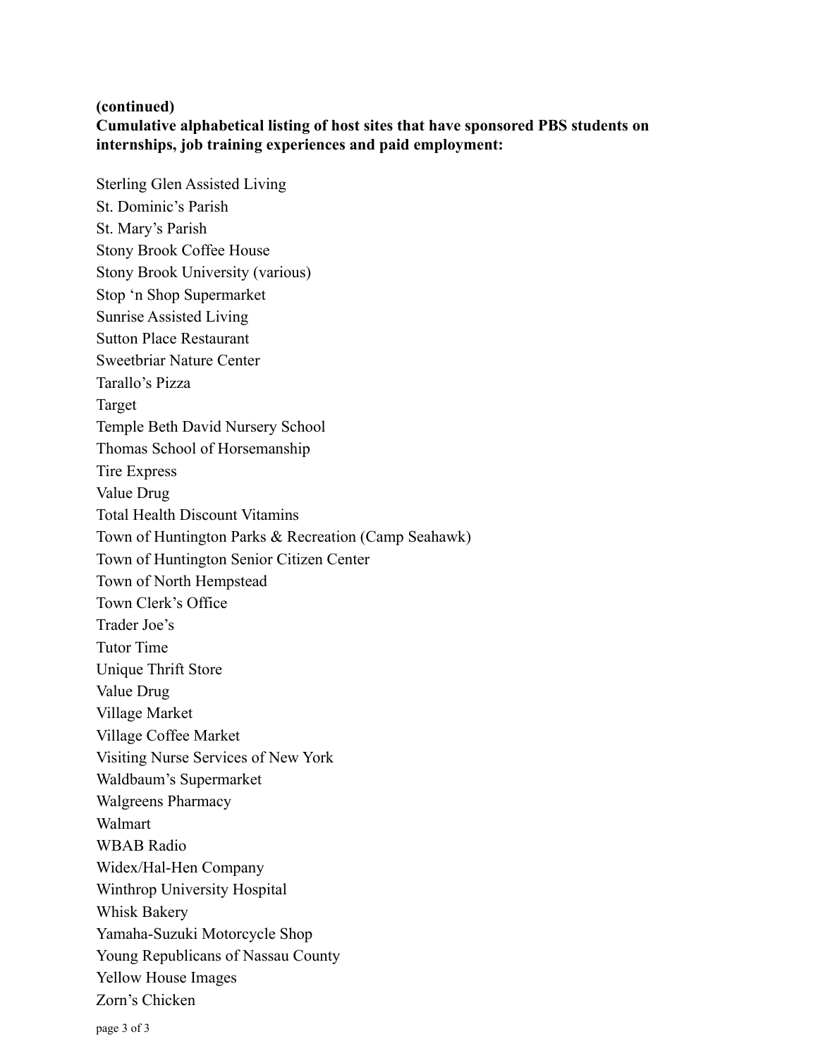**(continued)**

**Cumulative alphabetical listing of host sites that have sponsored PBS students on internships, job training experiences and paid employment:**

Sterling Glen Assisted Living
St. Dominic's Parish
St. Mary's Parish
Stony Brook Coffee House
Stony Brook University (various)
Stop 'n Shop Supermarket
Sunrise Assisted Living
Sutton Place Restaurant
Sweetbriar Nature Center
Tarallo's Pizza
Target
Temple Beth David Nursery School
Thomas School of Horsemanship
Tire Express
Value Drug
Total Health Discount Vitamins
Town of Huntington Parks & Recreation (Camp Seahawk)
Town of Huntington Senior Citizen Center
Town of North Hempstead
Town Clerk's Office
Trader Joe's
Tutor Time
Unique Thrift Store
Value Drug
Village Market
Village Coffee Market
Visiting Nurse Services of New York
Waldbaum's Supermarket
Walgreens Pharmacy
Walmart
WBAB Radio
Widex/Hal-Hen Company
Winthrop University Hospital
Whisk Bakery
Yamaha-Suzuki Motorcycle Shop
Young Republicans of Nassau County
Yellow House Images
Zorn's Chicken